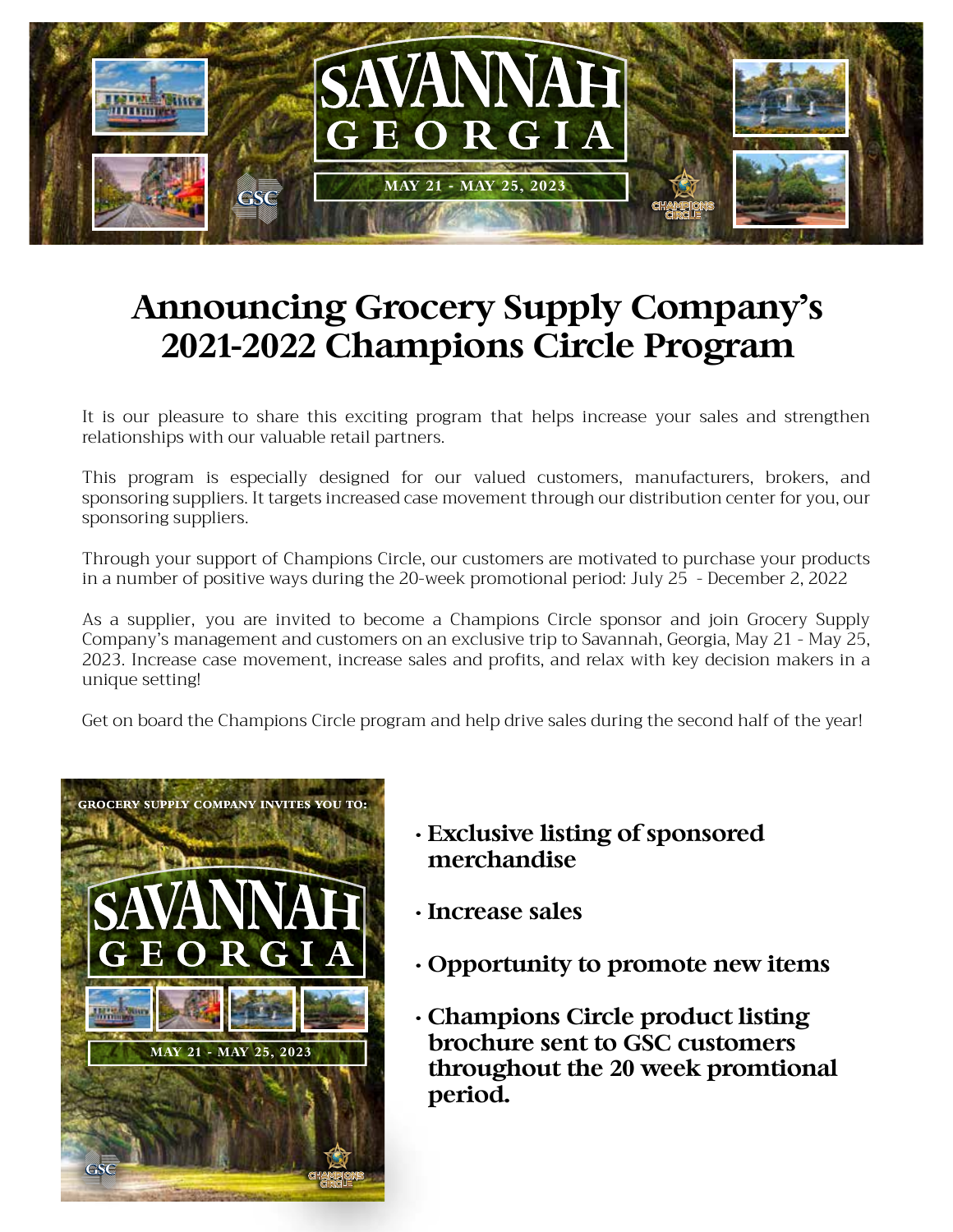# Announcing Grocery Supply Company's 2021-2022 Champions Circle Program

It is our pleasure to share this exciting program that helps increase your sales and strengthen relationships with our valuable retail partners.

This program is especially designed for our valued customers, manufacturers, brokers, and sponsoring suppliers. It targets increased case movement through our distribution center for you, our sponsoring suppliers.

Through your support of Champions Circle, our customers are motivated to purchase your products in a number of positive ways during the 20-week promotional period: July 25 - December 2, 2022

As a supplier, you are invited to become a Champions Circle sponsor and join Grocery Supply Company's management and customers on an exclusive trip to Savannah, Georgia, May 21 - May 25, 2023. Increase case movement, increase sales and profits, and relax with key decision makers in a unique setting!

Get on board the Champions Circle program and help drive sales during the second half of the year!

- **Exclusive listing of sponsored merchandise**
- **Increase sales**
- **Opportunity to promote new items**
- **Champions Circle product listing brochure sent to GSC customers throughout the 20 week promtional period.**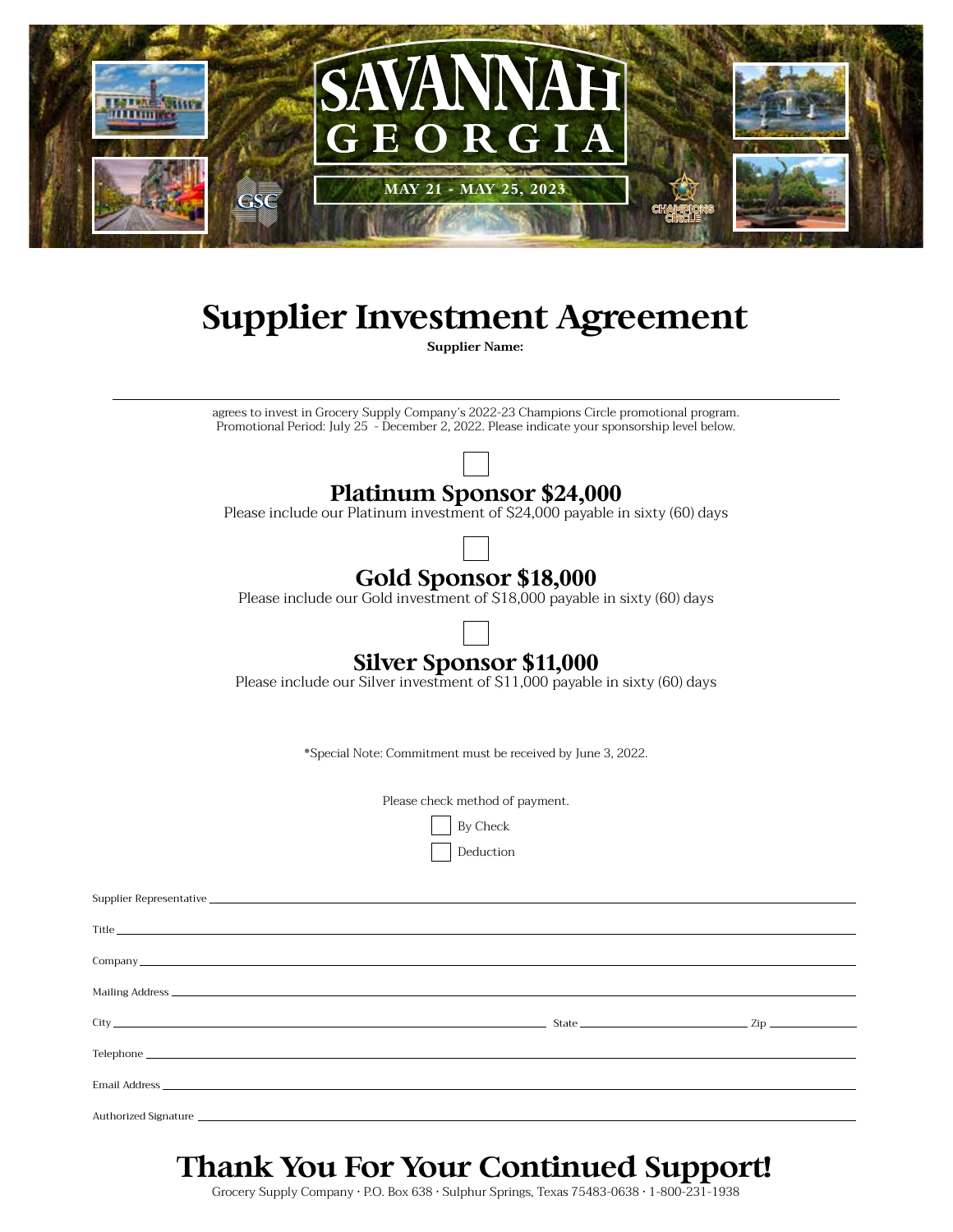SAVANNAH GEORGIA

MAY 21 - MAY 25, 2023

# Supplier Investment Agreement

**Supplier Name:**

\_\_\_\_\_\_\_\_\_\_\_\_\_\_\_\_\_\_\_\_\_\_\_\_\_\_\_\_\_\_\_\_\_\_\_\_\_\_\_\_\_\_\_\_\_\_\_\_\_\_\_\_\_\_\_\_\_\_\_\_

agrees to invest in Grocery Supply Company's 2022-23 Champions Circle promotional program. Promotional Period: July 25 - December 2, 2022. Please indicate your sponsorship level below.

☐

## Platinum Sponsor $24,000

Please include our Platinum investment of $24,000 payable in sixty (60) days

☐

## Gold Sponsor $18,000

Please include our Gold investment of $18,000 payable in sixty (60) days

☐

## Silver Sponsor $11,000

Please include our Silver investment of $11,000 payable in sixty (60) days

*Special Note: Commitment must be received by June 3, 2022.

Please check method of payment.

☐ By Check

☐ Deduction

Supplier Representative \_\_\_\_\_\_\_\_\_\_\_\_\_\_\_\_\_\_\_\_\_\_\_\_\_\_\_\_\_\_\_\_\_\_\_\_\_\_\_\_\_\_

Title \_\_\_\_\_\_\_\_\_\_\_\_\_\_\_\_\_\_\_\_\_\_\_\_\_\_\_\_\_\_\_\_\_\_\_\_\_\_\_\_\_\_

Company \_\_\_\_\_\_\_\_\_\_\_\_\_\_\_\_\_\_\_\_\_\_\_\_\_\_\_\_\_\_\_\_\_\_\_\_\_\_\_\_\_\_

Mailing Address \_\_\_\_\_\_\_\_\_\_\_\_\_\_\_\_\_\_\_\_\_\_\_\_\_\_\_\_\_\_\_\_\_\_\_\_\_\_\_\_\_\_

City \_\_\_\_\_\_\_\_\_\_\_\_\_\_\_\_\_\_\_\_\_\_\_\_\_\_ State \_\_\_\_\_\_\_\_\_\_\_\_\_\_ Zip \_\_\_\_\_\_\_\_

Telephone \_\_\_\_\_\_\_\_\_\_\_\_\_\_\_\_\_\_\_\_\_\_\_\_\_\_\_\_\_\_\_\_\_\_\_\_\_\_\_\_\_\_

Email Address \_\_\_\_\_\_\_\_\_\_\_\_\_\_\_\_\_\_\_\_\_\_\_\_\_\_\_\_\_\_\_\_\_\_\_\_\_\_\_\_\_\_

Authorized Signature \_\_\_\_\_\_\_\_\_\_\_\_\_\_\_\_\_\_\_\_\_\_\_\_\_\_\_\_\_\_\_\_\_\_\_\_\_\_\_\_\_\_

# Thank You For Your Continued Support!

Grocery Supply Company · P.O. Box 638 · Sulphur Springs, Texas 75483-0638 · 1-800-231-1938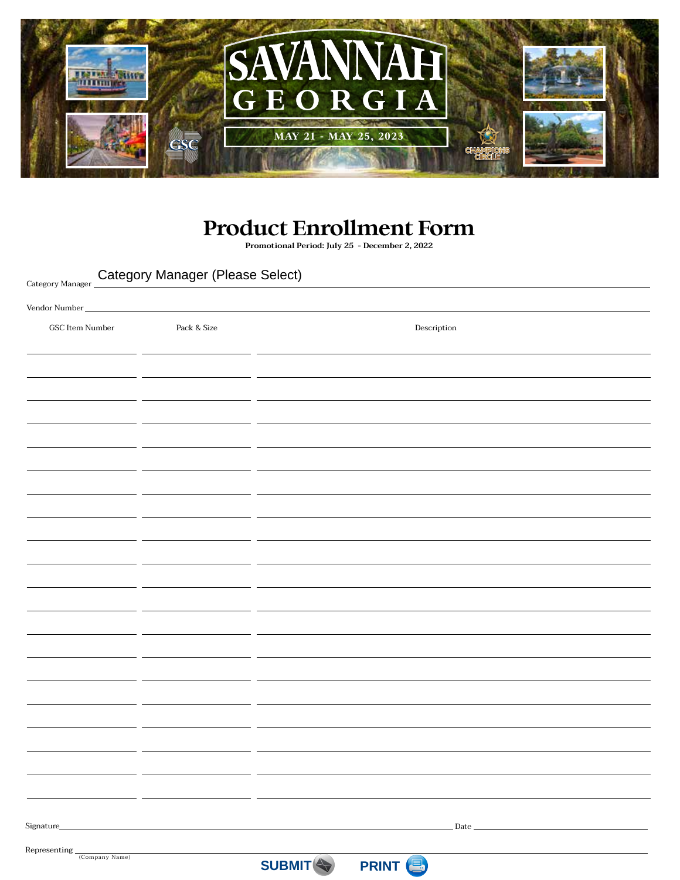SAVANNAH GEORGIA

MAY 21 - MAY 25, 2023

GSC

CHAMPIONS CIRCLE

# Product Enrollment Form

**Promotional Period: July 25 - December 2, 2022**

Category Manager Category Manager (Please Select)

Vendor Number

| GSC Item Number | Pack & Size | Description |
|---|---|---|
| | | |
| | | |
| | | |
| | | |
| | | |
| | | |
| | | |
| | | |
| | | |
| | | |
| | | |
| | | |
| | | |
| | | |
| | | |
| | | |
| | | |
| | | |
| | | |

Signature Date

Representing (Company Name)

SUBMIT PRINT